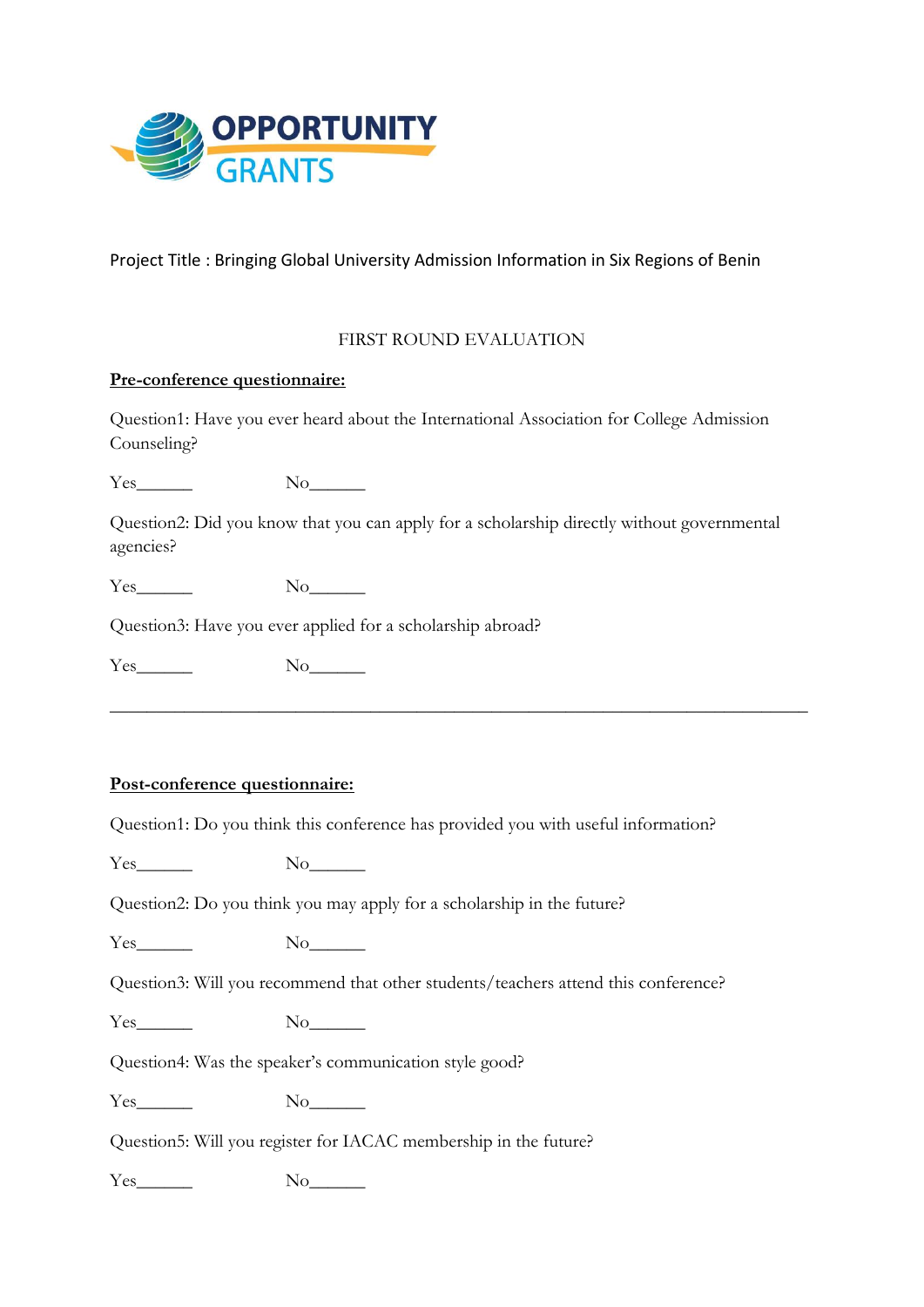OPPORTUNITY GRANTS

Project Title : Bringing Global University Admission Information in Six Regions of Benin

FIRST ROUND EVALUATION

**Pre-conference questionnaire:**

Question1: Have you ever heard about the International Association for College Admission Counseling?

Yes______ No______

Question2: Did you know that you can apply for a scholarship directly without governmental agencies?

Yes______ No______

Question3: Have you ever applied for a scholarship abroad?

Yes______ No______

---

**Post-conference questionnaire:**

Question1: Do you think this conference has provided you with useful information?

Yes______ No______

Question2: Do you think you may apply for a scholarship in the future?

Yes______ No______

Question3: Will you recommend that other students/teachers attend this conference?

Yes______ No______

Question4: Was the speaker's communication style good?

Yes______ No______

Question5: Will you register for IACAC membership in the future?

Yes______ No______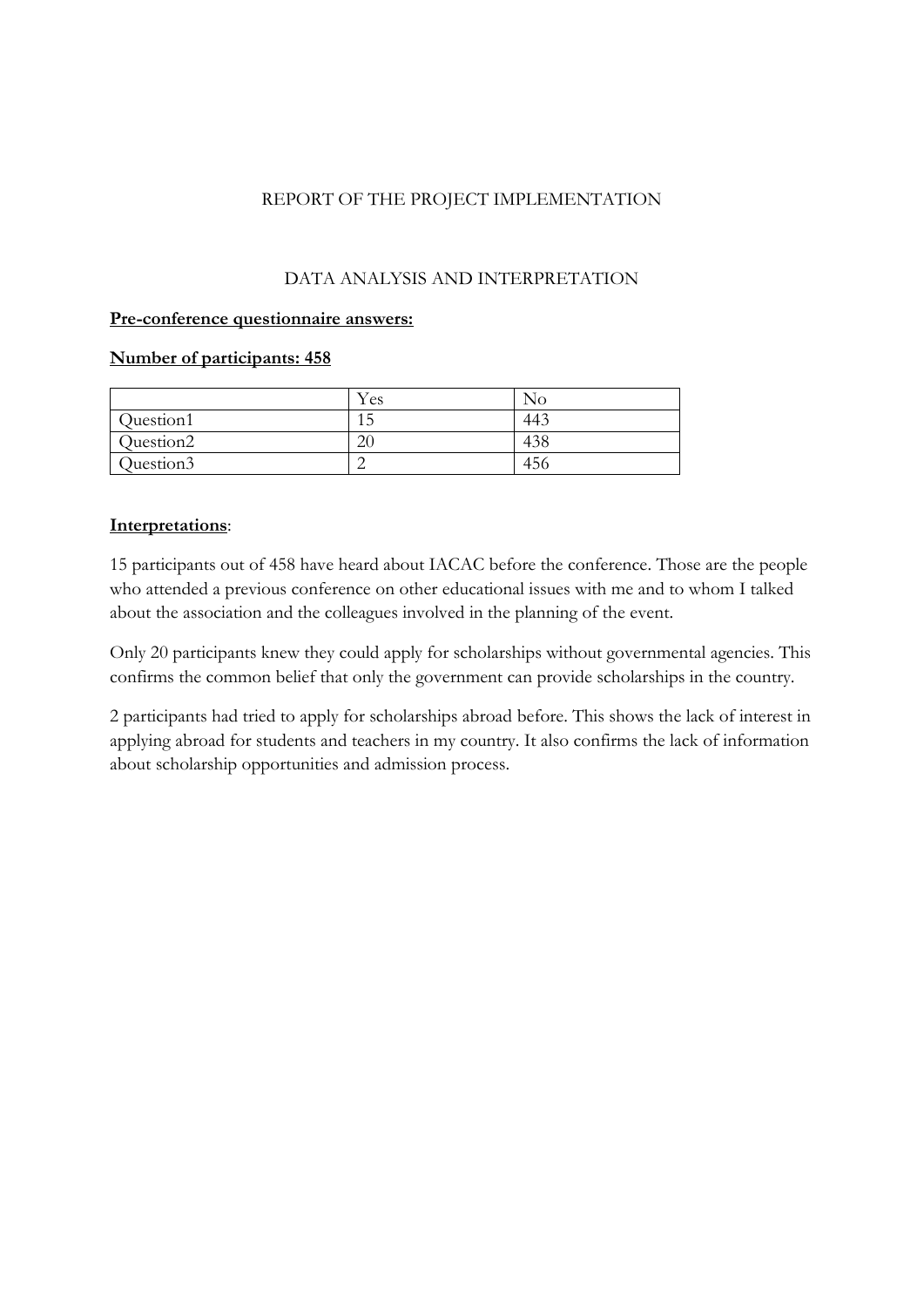REPORT OF THE PROJECT IMPLEMENTATION

DATA ANALYSIS AND INTERPRETATION

**Pre-conference questionnaire answers:**

**Number of participants: 458**

| | Yes | No |
|---|---|---|
| Question1 | 15 | 443 |
| Question2 | 20 | 438 |
| Question3 | 2 | 456 |

**Interpretations**:

15 participants out of 458 have heard about IACAC before the conference. Those are the people who attended a previous conference on other educational issues with me and to whom I talked about the association and the colleagues involved in the planning of the event.

Only 20 participants knew they could apply for scholarships without governmental agencies. This confirms the common belief that only the government can provide scholarships in the country.

2 participants had tried to apply for scholarships abroad before. This shows the lack of interest in applying abroad for students and teachers in my country. It also confirms the lack of information about scholarship opportunities and admission process.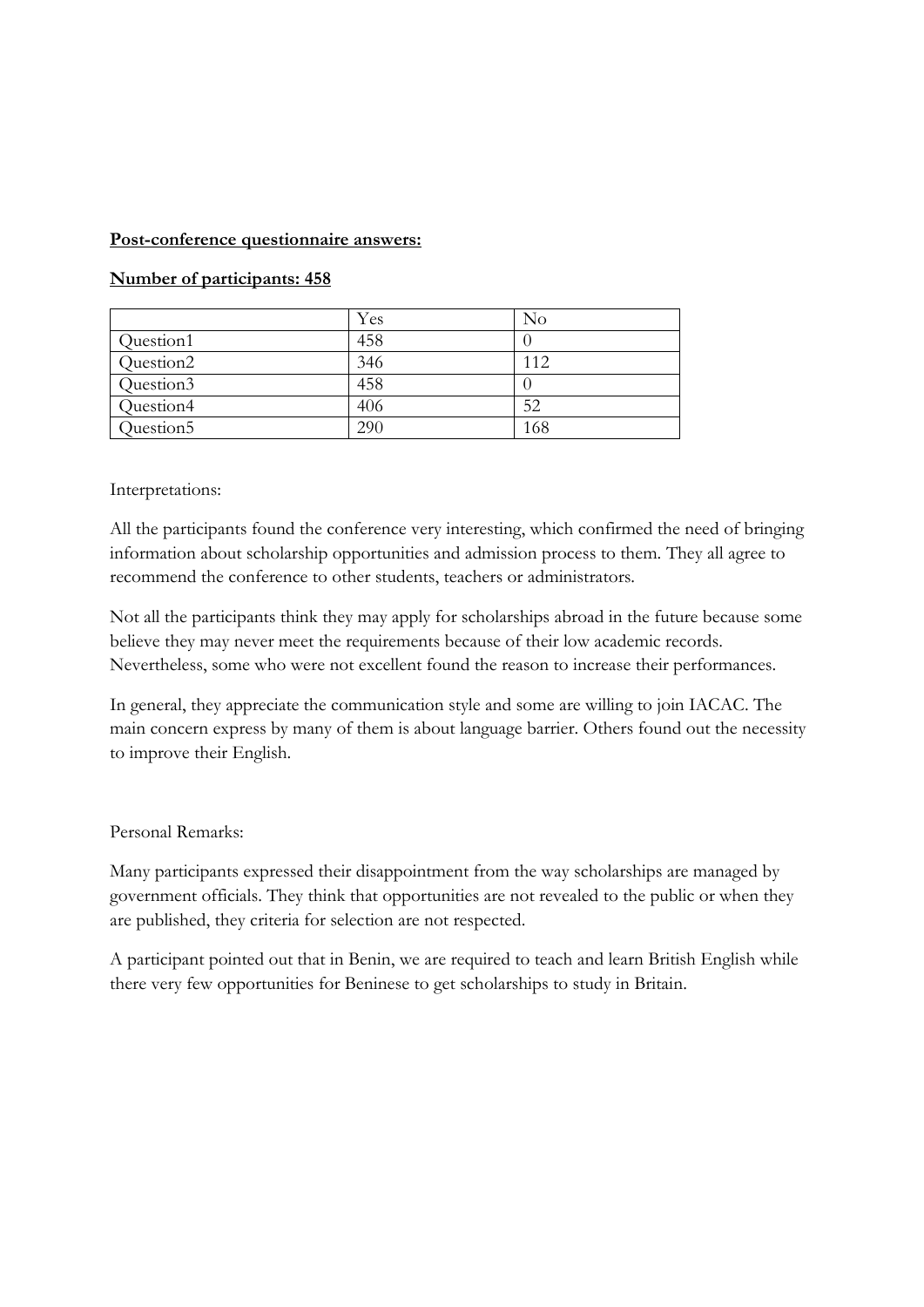**<u>Post-conference questionnaire answers:</u>**

**<u>Number of participants: 458</u>**

| | Yes | No |
|---|---|---|
| Question1 | 458 | 0 |
| Question2 | 346 | 112 |
| Question3 | 458 | 0 |
| Question4 | 406 | 52 |
| Question5 | 290 | 168 |

Interpretations:

All the participants found the conference very interesting, which confirmed the need of bringing information about scholarship opportunities and admission process to them. They all agree to recommend the conference to other students, teachers or administrators.

Not all the participants think they may apply for scholarships abroad in the future because some believe they may never meet the requirements because of their low academic records. Nevertheless, some who were not excellent found the reason to increase their performances.

In general, they appreciate the communication style and some are willing to join IACAC. The main concern express by many of them is about language barrier. Others found out the necessity to improve their English.

Personal Remarks:

Many participants expressed their disappointment from the way scholarships are managed by government officials. They think that opportunities are not revealed to the public or when they are published, they criteria for selection are not respected.

A participant pointed out that in Benin, we are required to teach and learn British English while there very few opportunities for Beninese to get scholarships to study in Britain.